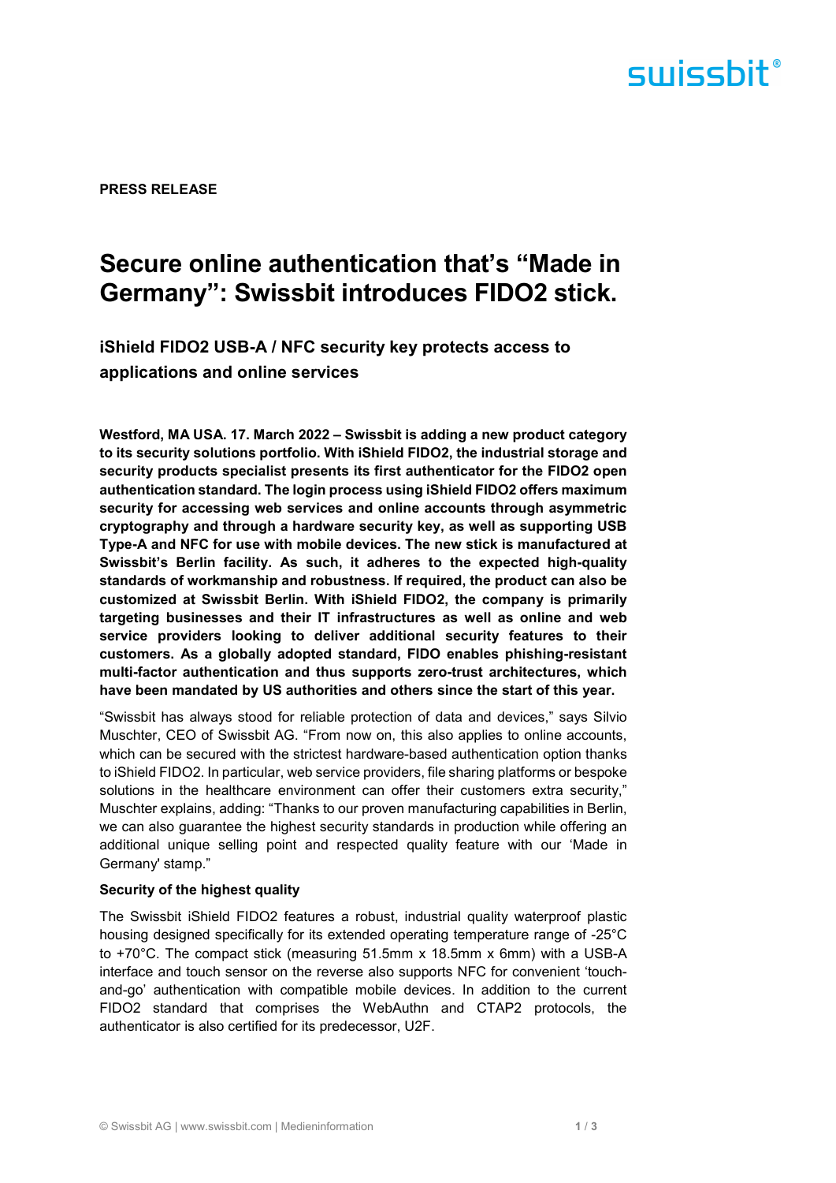**PRESS RELEASE**

# Secure online authentication that's "Made in Germany": Swissbit introduces FIDO2 stick.

## iShield FIDO2 USB-A / NFC security key protects access to applications and online services

**Westford, MA USA. 17. March 2022 – Swissbit is adding a new product category to its security solutions portfolio. With iShield FIDO2, the industrial storage and security products specialist presents its first authenticator for the FIDO2 open authentication standard. The login process using iShield FIDO2 offers maximum security for accessing web services and online accounts through asymmetric cryptography and through a hardware security key, as well as supporting USB Type-A and NFC for use with mobile devices. The new stick is manufactured at Swissbit's Berlin facility. As such, it adheres to the expected high-quality standards of workmanship and robustness. If required, the product can also be customized at Swissbit Berlin. With iShield FIDO2, the company is primarily targeting businesses and their IT infrastructures as well as online and web service providers looking to deliver additional security features to their customers. As a globally adopted standard, FIDO enables phishing-resistant multi-factor authentication and thus supports zero-trust architectures, which have been mandated by US authorities and others since the start of this year.**

"Swissbit has always stood for reliable protection of data and devices," says Silvio Muschter, CEO of Swissbit AG. "From now on, this also applies to online accounts, which can be secured with the strictest hardware-based authentication option thanks to iShield FIDO2. In particular, web service providers, file sharing platforms or bespoke solutions in the healthcare environment can offer their customers extra security," Muschter explains, adding: "Thanks to our proven manufacturing capabilities in Berlin, we can also guarantee the highest security standards in production while offering an additional unique selling point and respected quality feature with our 'Made in Germany' stamp."

**Security of the highest quality**

The Swissbit iShield FIDO2 features a robust, industrial quality waterproof plastic housing designed specifically for its extended operating temperature range of -25°C to +70°C. The compact stick (measuring 51.5mm x 18.5mm x 6mm) with a USB-A interface and touch sensor on the reverse also supports NFC for convenient 'touch-and-go' authentication with compatible mobile devices. In addition to the current FIDO2 standard that comprises the WebAuthn and CTAP2 protocols, the authenticator is also certified for its predecessor, U2F.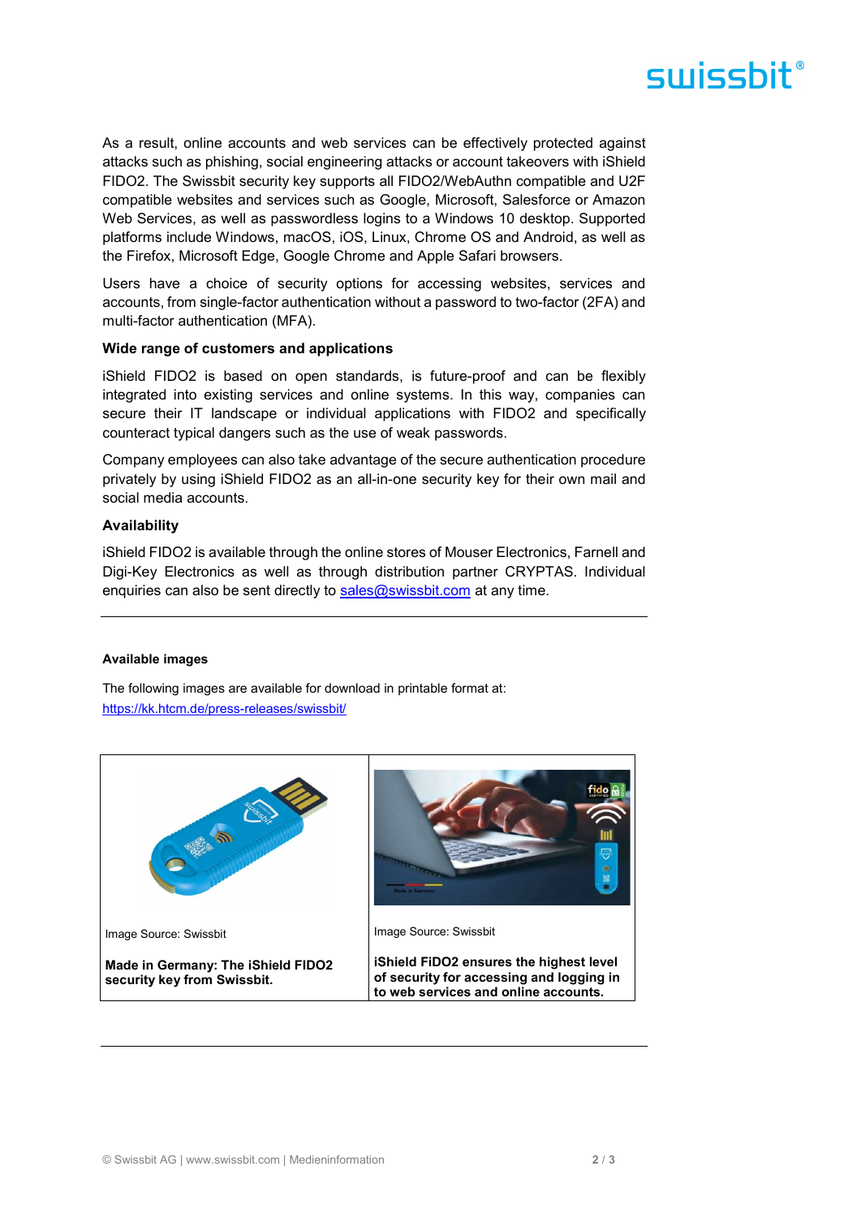As a result, online accounts and web services can be effectively protected against attacks such as phishing, social engineering attacks or account takeovers with iShield FIDO2. The Swissbit security key supports all FIDO2/WebAuthn compatible and U2F compatible websites and services such as Google, Microsoft, Salesforce or Amazon Web Services, as well as passwordless logins to a Windows 10 desktop. Supported platforms include Windows, macOS, iOS, Linux, Chrome OS and Android, as well as the Firefox, Microsoft Edge, Google Chrome and Apple Safari browsers.

Users have a choice of security options for accessing websites, services and accounts, from single-factor authentication without a password to two-factor (2FA) and multi-factor authentication (MFA).

**Wide range of customers and applications**

iShield FIDO2 is based on open standards, is future-proof and can be flexibly integrated into existing services and online systems. In this way, companies can secure their IT landscape or individual applications with FIDO2 and specifically counteract typical dangers such as the use of weak passwords.

Company employees can also take advantage of the secure authentication procedure privately by using iShield FIDO2 as an all-in-one security key for their own mail and social media accounts.

**Availability**

iShield FIDO2 is available through the online stores of Mouser Electronics, Farnell and Digi-Key Electronics as well as through distribution partner CRYPTAS. Individual enquiries can also be sent directly to sales@swissbit.com at any time.

---

**Available images**

The following images are available for download in printable format at:
https://kk.htcm.de/press-releases/swissbit/

| Image Source: Swissbit | Image Source: Swissbit |
|---|---|
| **Made in Germany: The iShield FIDO2 security key from Swissbit.** | **iShield FiDO2 ensures the highest level of security for accessing and logging in to web services and online accounts.** |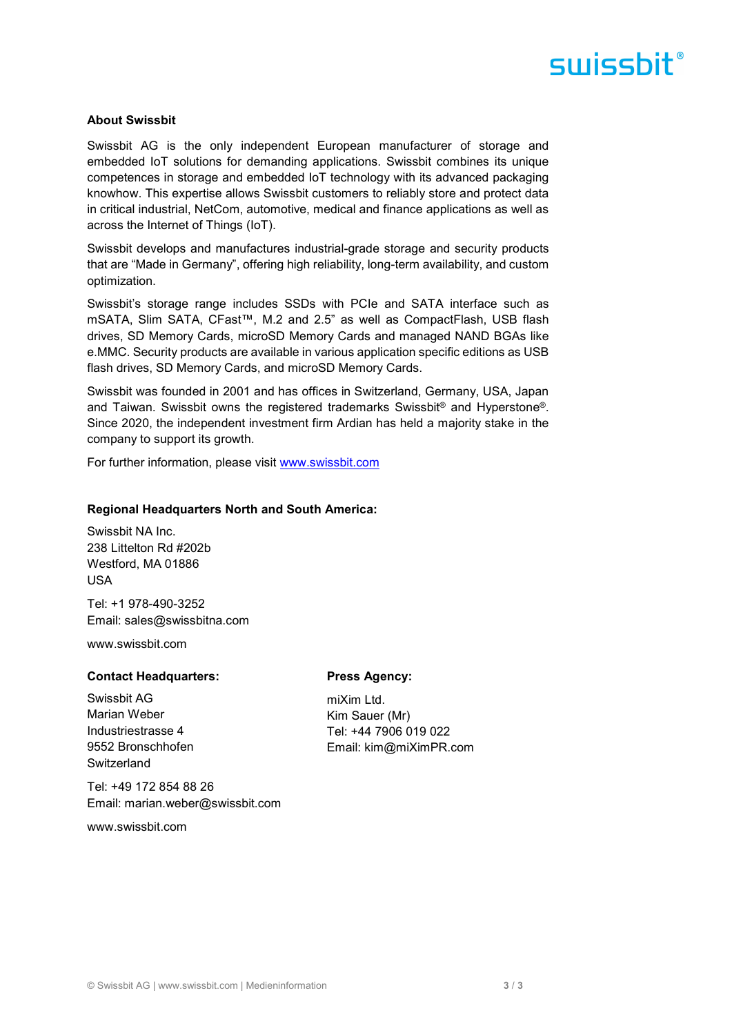**About Swissbit**

Swissbit AG is the only independent European manufacturer of storage and embedded IoT solutions for demanding applications. Swissbit combines its unique competences in storage and embedded IoT technology with its advanced packaging knowhow. This expertise allows Swissbit customers to reliably store and protect data in critical industrial, NetCom, automotive, medical and finance applications as well as across the Internet of Things (IoT).

Swissbit develops and manufactures industrial-grade storage and security products that are "Made in Germany", offering high reliability, long-term availability, and custom optimization.

Swissbit's storage range includes SSDs with PCIe and SATA interface such as mSATA, Slim SATA, CFast™, M.2 and 2.5" as well as CompactFlash, USB flash drives, SD Memory Cards, microSD Memory Cards and managed NAND BGAs like e.MMC. Security products are available in various application specific editions as USB flash drives, SD Memory Cards, and microSD Memory Cards.

Swissbit was founded in 2001 and has offices in Switzerland, Germany, USA, Japan and Taiwan. Swissbit owns the registered trademarks Swissbit® and Hyperstone®. Since 2020, the independent investment firm Ardian has held a majority stake in the company to support its growth.

For further information, please visit [www.swissbit.com](http://www.swissbit.com)

**Regional Headquarters North and South America:**

Swissbit NA Inc.
238 Littelton Rd #202b
Westford, MA 01886
USA

Tel: +1 978-490-3252
Email: sales@swissbitna.com

www.swissbit.com

**Contact Headquarters:**

Swissbit AG
Marian Weber
Industriestrasse 4
9552 Bronschhofen
Switzerland

Tel: +49 172 854 88 26
Email: marian.weber@swissbit.com

www.swissbit.com

**Press Agency:**

miXim Ltd.
Kim Sauer (Mr)
Tel: +44 7906 019 022
Email: kim@miXimPR.com